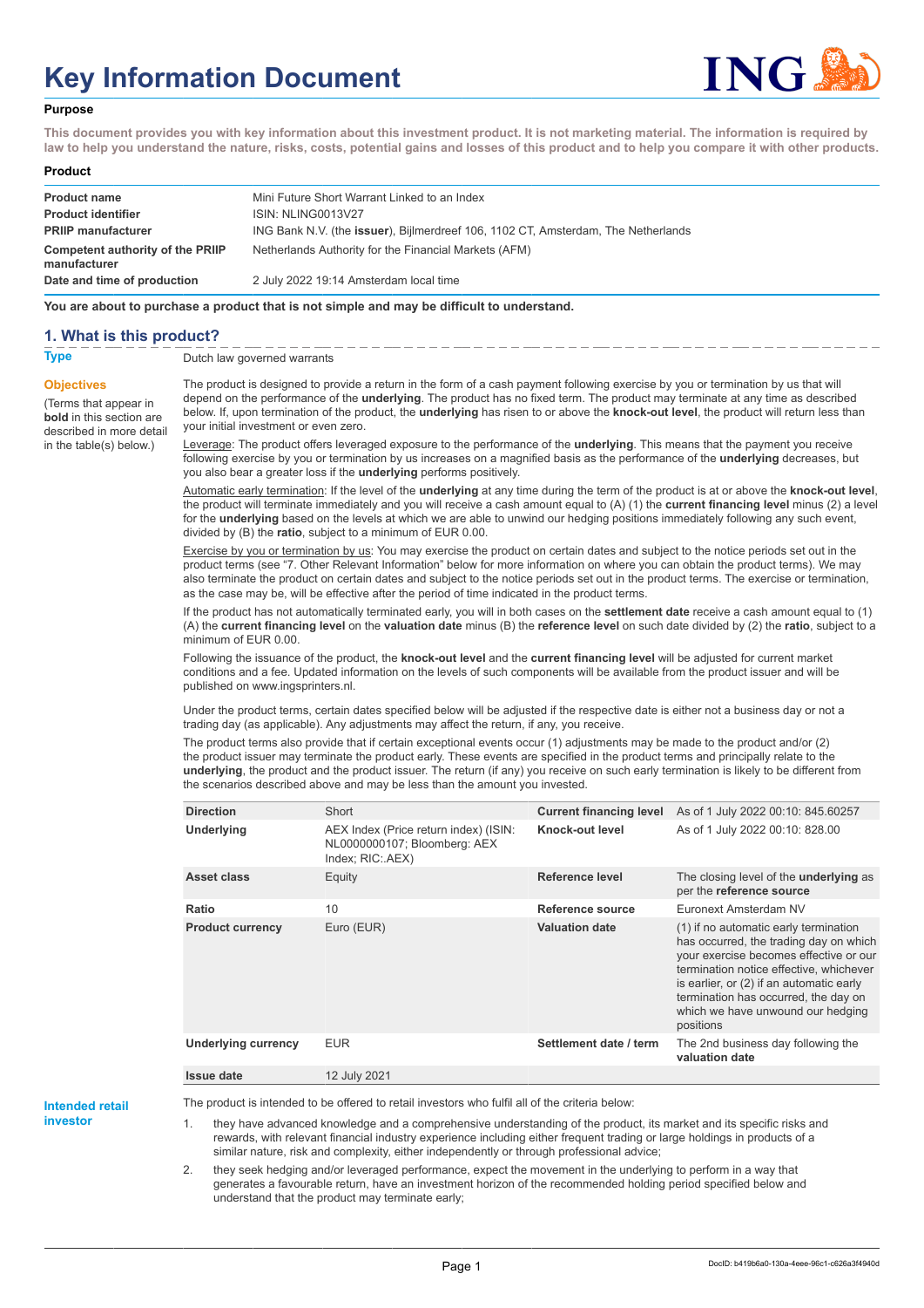# Key Information Document

## Purpose

**This document provides you with key information about this investment product. It is not marketing material. The information is required by law to help you understand the nature, risks, costs, potential gains and losses of this product and to help you compare it with other products.**

## Product

| | |
|---|---|
| **Product name** | Mini Future Short Warrant Linked to an Index |
| **Product identifier** | ISIN: NLING0013V27 |
| **PRIIP manufacturer** | ING Bank N.V. (the **issuer**), Bijlmerdreef 106, 1102 CT, Amsterdam, The Netherlands |
| **Competent authority of the PRIIP manufacturer** | Netherlands Authority for the Financial Markets (AFM) |
| **Date and time of production** | 2 July 2022 19:14 Amsterdam local time |

**You are about to purchase a product that is not simple and may be difficult to understand.**

## 1. What is this product?

**Type**

Dutch law governed warrants

**Objectives**

(Terms that appear in **bold** in this section are described in more detail in the table(s) below.)

The product is designed to provide a return in the form of a cash payment following exercise by you or termination by us that will depend on the performance of the **underlying**. The product has no fixed term. The product may terminate at any time as described below. If, upon termination of the product, the **underlying** has risen to or above the **knock-out level**, the product will return less than your initial investment or even zero.

Leverage: The product offers leveraged exposure to the performance of the **underlying**. This means that the payment you receive following exercise by you or termination by us increases on a magnified basis as the performance of the **underlying** decreases, but you also bear a greater loss if the **underlying** performs positively.

Automatic early termination: If the level of the **underlying** at any time during the term of the product is at or above the **knock-out level**, the product will terminate immediately and you will receive a cash amount equal to (A) (1) the **current financing level** minus (2) a level for the **underlying** based on the levels at which we are able to unwind our hedging positions immediately following any such event, divided by (B) the **ratio**, subject to a minimum of EUR 0.00.

Exercise by you or termination by us: You may exercise the product on certain dates and subject to the notice periods set out in the product terms (see "7. Other Relevant Information" below for more information on where you can obtain the product terms). We may also terminate the product on certain dates and subject to the notice periods set out in the product terms. The exercise or termination, as the case may be, will be effective after the period of time indicated in the product terms.

If the product has not automatically terminated early, you will in both cases on the **settlement date** receive a cash amount equal to (1) (A) the **current financing level** on the **valuation date** minus (B) the **reference level** on such date divided by (2) the **ratio**, subject to a minimum of EUR 0.00.

Following the issuance of the product, the **knock-out level** and the **current financing level** will be adjusted for current market conditions and a fee. Updated information on the levels of such components will be available from the product issuer and will be published on www.ingsprinters.nl.

Under the product terms, certain dates specified below will be adjusted if the respective date is either not a business day or not a trading day (as applicable). Any adjustments may affect the return, if any, you receive.

The product terms also provide that if certain exceptional events occur (1) adjustments may be made to the product and/or (2) the product issuer may terminate the product early. These events are specified in the product terms and principally relate to the **underlying**, the product and the product issuer. The return (if any) you receive on such early termination is likely to be different from the scenarios described above and may be less than the amount you invested.

| | | | |
|---|---|---|---|
| **Direction** | Short | **Current financing level** | As of 1 July 2022 00:10: 845.60257 |
| **Underlying** | AEX Index (Price return index) (ISIN: NL0000000107; Bloomberg: AEX Index; RIC:.AEX) | **Knock-out level** | As of 1 July 2022 00:10: 828.00 |
| **Asset class** | Equity | **Reference level** | The closing level of the **underlying** as per the **reference source** |
| **Ratio** | 10 | **Reference source** | Euronext Amsterdam NV |
| **Product currency** | Euro (EUR) | **Valuation date** | (1) if no automatic early termination has occurred, the trading day on which your exercise becomes effective or our termination notice effective, whichever is earlier, or (2) if an automatic early termination has occurred, the day on which we have unwound our hedging positions |
| **Underlying currency** | EUR | **Settlement date / term** | The 2nd business day following the **valuation date** |
| **Issue date** | 12 July 2021 | | |

**Intended retail investor**

The product is intended to be offered to retail investors who fulfil all of the criteria below:

1. they have advanced knowledge and a comprehensive understanding of the product, its market and its specific risks and rewards, with relevant financial industry experience including either frequent trading or large holdings in products of a similar nature, risk and complexity, either independently or through professional advice;
2. they seek hedging and/or leveraged performance, expect the movement in the underlying to perform in a way that generates a favourable return, have an investment horizon of the recommended holding period specified below and understand that the product may terminate early;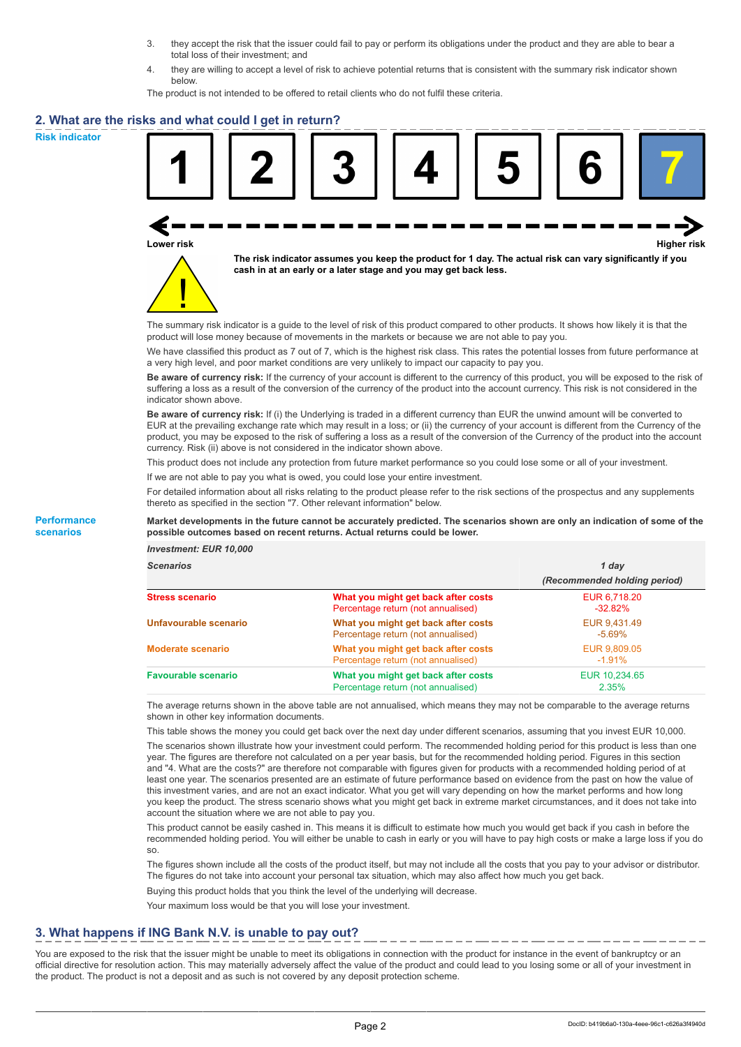3. they accept the risk that the issuer could fail to pay or perform its obligations under the product and they are able to bear a total loss of their investment; and
4. they are willing to accept a level of risk to achieve potential returns that is consistent with the summary risk indicator shown below.

The product is not intended to be offered to retail clients who do not fulfil these criteria.

## 2. What are the risks and what could I get in return?

**Risk indicator**

| 1 | 2 | 3 | 4 | 5 | 6 | **7** |
|---|---|---|---|---|---|---|

Lower risk ← → Higher risk

**The risk indicator assumes you keep the product for 1 day. The actual risk can vary significantly if you cash in at an early or a later stage and you may get back less.**

The summary risk indicator is a guide to the level of risk of this product compared to other products. It shows how likely it is that the product will lose money because of movements in the markets or because we are not able to pay you.

We have classified this product as 7 out of 7, which is the highest risk class. This rates the potential losses from future performance at a very high level, and poor market conditions are very unlikely to impact our capacity to pay you.

**Be aware of currency risk:** If the currency of your account is different to the currency of this product, you will be exposed to the risk of suffering a loss as a result of the conversion of the currency of the product into the account currency. This risk is not considered in the indicator shown above.

**Be aware of currency risk:** If (i) the Underlying is traded in a different currency than EUR the unwind amount will be converted to EUR at the prevailing exchange rate which may result in a loss; or (ii) the currency of your account is different from the Currency of the product, you may be exposed to the risk of suffering a loss as a result of the conversion of the Currency of the product into the account currency. Risk (ii) above is not considered in the indicator shown above.

This product does not include any protection from future market performance so you could lose some or all of your investment.

If we are not able to pay you what is owed, you could lose your entire investment.

For detailed information about all risks relating to the product please refer to the risk sections of the prospectus and any supplements thereto as specified in the section "7. Other relevant information" below.

**Performance scenarios**

**Market developments in the future cannot be accurately predicted. The scenarios shown are only an indication of some of the possible outcomes based on recent returns. Actual returns could be lower.**

| ***Investment: EUR 10,000*** | | |
|---|---|---|
| ***Scenarios*** | | ***1 day (Recommended holding period)*** |
| **Stress scenario** | **What you might get back after costs** | EUR 6,718.20 |
| | Percentage return (not annualised) | -32.82% |
| **Unfavourable scenario** | **What you might get back after costs** | EUR 9,431.49 |
| | Percentage return (not annualised) | -5.69% |
| **Moderate scenario** | **What you might get back after costs** | EUR 9,809.05 |
| | Percentage return (not annualised) | -1.91% |
| **Favourable scenario** | **What you might get back after costs** | EUR 10,234.65 |
| | Percentage return (not annualised) | 2.35% |

The average returns shown in the above table are not annualised, which means they may not be comparable to the average returns shown in other key information documents.

This table shows the money you could get back over the next day under different scenarios, assuming that you invest EUR 10,000.

The scenarios shown illustrate how your investment could perform. The recommended holding period for this product is less than one year. The figures are therefore not calculated on a per year basis, but for the recommended holding period. Figures in this section and "4. What are the costs?" are therefore not comparable with figures given for products with a recommended holding period of at least one year. The scenarios presented are an estimate of future performance based on evidence from the past on how the value of this investment varies, and are not an exact indicator. What you get will vary depending on how the market performs and how long you keep the product. The stress scenario shows what you might get back in extreme market circumstances, and it does not take into account the situation where we are not able to pay you.

This product cannot be easily cashed in. This means it is difficult to estimate how much you would get back if you cash in before the recommended holding period. You will either be unable to cash in early or you will have to pay high costs or make a large loss if you do so.

The figures shown include all the costs of the product itself, but may not include all the costs that you pay to your advisor or distributor. The figures do not take into account your personal tax situation, which may also affect how much you get back.

Buying this product holds that you think the level of the underlying will decrease.

Your maximum loss would be that you will lose your investment.

## 3. What happens if ING Bank N.V. is unable to pay out?

You are exposed to the risk that the issuer might be unable to meet its obligations in connection with the product for instance in the event of bankruptcy or an official directive for resolution action. This may materially adversely affect the value of the product and could lead to you losing some or all of your investment in the product. The product is not a deposit and as such is not covered by any deposit protection scheme.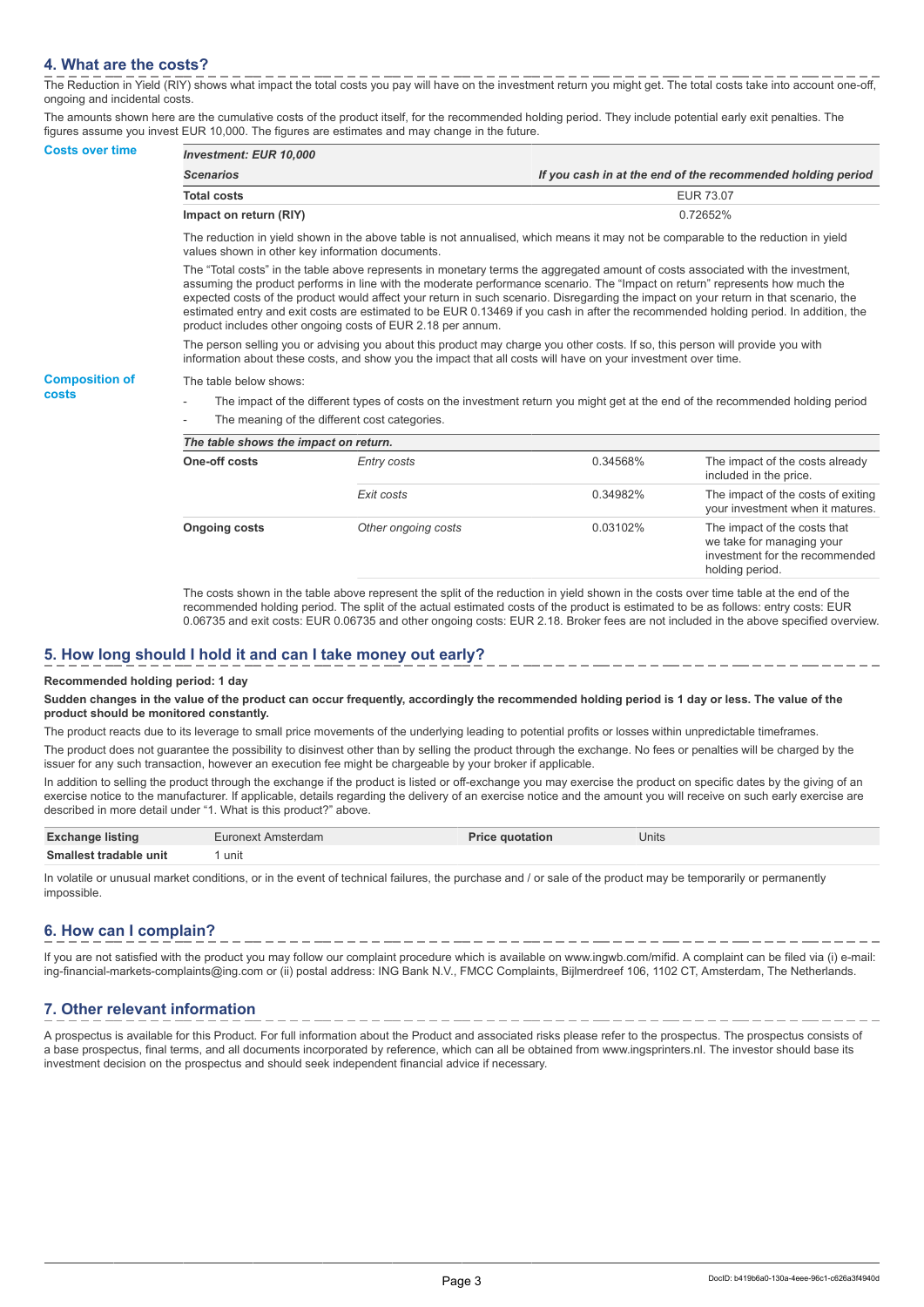## 4. What are the costs?

The Reduction in Yield (RIY) shows what impact the total costs you pay will have on the investment return you might get. The total costs take into account one-off, ongoing and incidental costs.

The amounts shown here are the cumulative costs of the product itself, for the recommended holding period. They include potential early exit penalties. The figures assume you invest EUR 10,000. The figures are estimates and may change in the future.

### Costs over time

| *Investment: EUR 10,000* | |
|---|---|
| ***Scenarios*** | ***If you cash in at the end of the recommended holding period*** |
| **Total costs** | EUR 73.07 |
| **Impact on return (RIY)** | 0.72652% |

The reduction in yield shown in the above table is not annualised, which means it may not be comparable to the reduction in yield values shown in other key information documents.

The "Total costs" in the table above represents in monetary terms the aggregated amount of costs associated with the investment, assuming the product performs in line with the moderate performance scenario. The "Impact on return" represents how much the expected costs of the product would affect your return in such scenario. Disregarding the impact on your return in that scenario, the estimated entry and exit costs are estimated to be EUR 0.13469 if you cash in after the recommended holding period. In addition, the product includes other ongoing costs of EUR 2.18 per annum.

The person selling you or advising you about this product may charge you other costs. If so, this person will provide you with information about these costs, and show you the impact that all costs will have on your investment over time.

### Composition of costs

The table below shows:

- The impact of the different types of costs on the investment return you might get at the end of the recommended holding period
- The meaning of the different cost categories.

| *The table shows the impact on return.* | | | |
|---|---|---|---|
| **One-off costs** | *Entry costs* | 0.34568% | The impact of the costs already included in the price. |
| | *Exit costs* | 0.34982% | The impact of the costs of exiting your investment when it matures. |
| **Ongoing costs** | *Other ongoing costs* | 0.03102% | The impact of the costs that we take for managing your investment for the recommended holding period. |

The costs shown in the table above represent the split of the reduction in yield shown in the costs over time table at the end of the recommended holding period. The split of the actual estimated costs of the product is estimated to be as follows: entry costs: EUR 0.06735 and exit costs: EUR 0.06735 and other ongoing costs: EUR 2.18. Broker fees are not included in the above specified overview.

## 5. How long should I hold it and can I take money out early?

**Recommended holding period: 1 day**

**Sudden changes in the value of the product can occur frequently, accordingly the recommended holding period is 1 day or less. The value of the product should be monitored constantly.**

The product reacts due to its leverage to small price movements of the underlying leading to potential profits or losses within unpredictable timeframes.

The product does not guarantee the possibility to disinvest other than by selling the product through the exchange. No fees or penalties will be charged by the issuer for any such transaction, however an execution fee might be chargeable by your broker if applicable.

In addition to selling the product through the exchange if the product is listed or off-exchange you may exercise the product on specific dates by the giving of an exercise notice to the manufacturer. If applicable, details regarding the delivery of an exercise notice and the amount you will receive on such early exercise are described in more detail under "1. What is this product?" above.

| | | | |
|---|---|---|---|
| **Exchange listing** | Euronext Amsterdam | **Price quotation** | Units |
| **Smallest tradable unit** | 1 unit | | |

In volatile or unusual market conditions, or in the event of technical failures, the purchase and / or sale of the product may be temporarily or permanently impossible.

## 6. How can I complain?

If you are not satisfied with the product you may follow our complaint procedure which is available on www.ingwb.com/mifid. A complaint can be filed via (i) e-mail: ing-financial-markets-complaints@ing.com or (ii) postal address: ING Bank N.V., FMCC Complaints, Bijlmerdreef 106, 1102 CT, Amsterdam, The Netherlands.

## 7. Other relevant information

A prospectus is available for this Product. For full information about the Product and associated risks please refer to the prospectus. The prospectus consists of a base prospectus, final terms, and all documents incorporated by reference, which can all be obtained from www.ingsprinters.nl. The investor should base its investment decision on the prospectus and should seek independent financial advice if necessary.